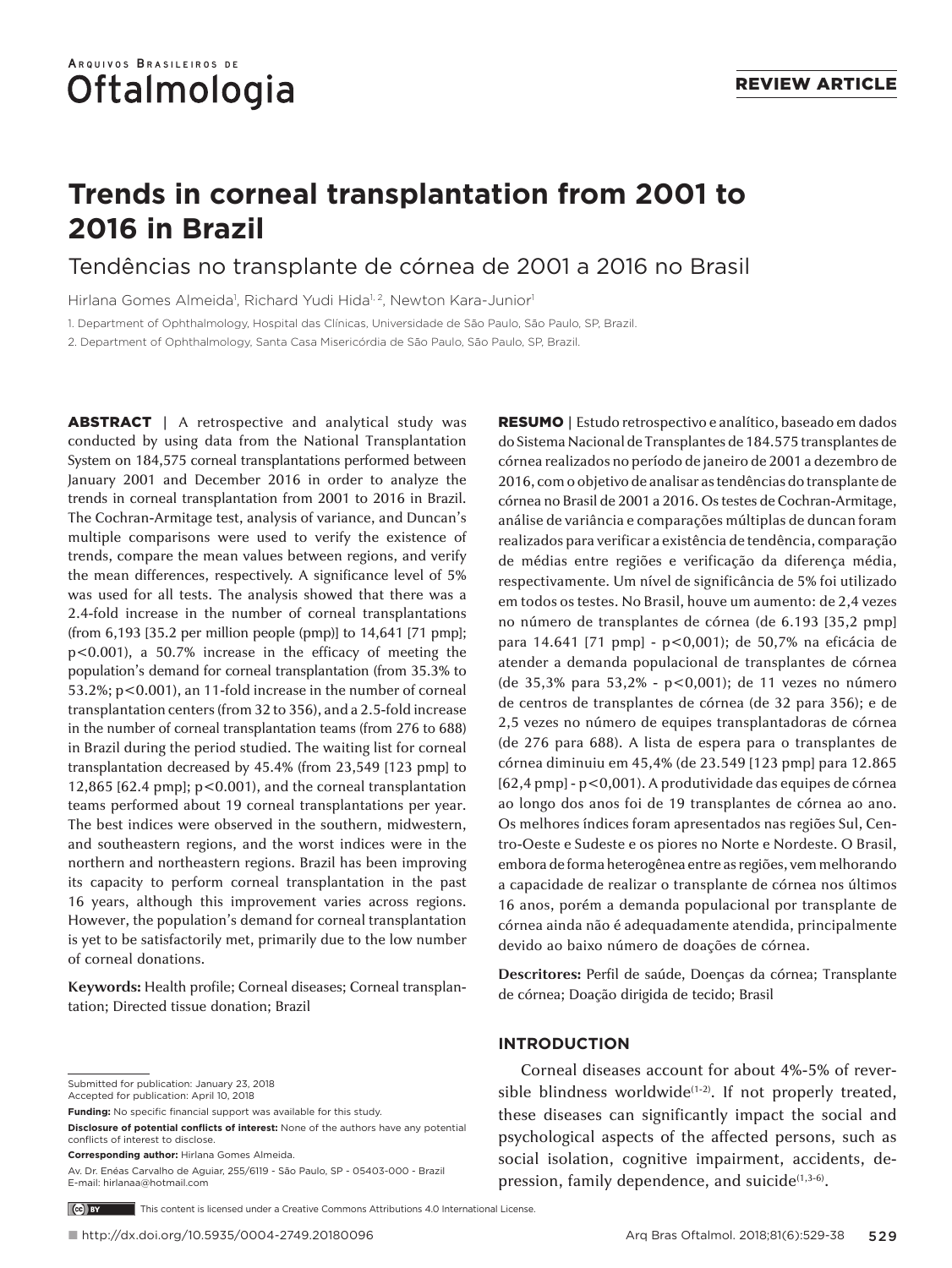Arquivos Brasileiros de Oftalmologia

REVIEW ARTICLE

# Trends in corneal transplantation from 2001 to 2016 in Brazil

## Tendências no transplante de córnea de 2001 a 2016 no Brasil

Hirlana Gomes Almeida[1], Richard Yudi Hida[1, 2], Newton Kara-Junior[1]

1. Department of Ophthalmology, Hospital das Clínicas, Universidade de São Paulo, São Paulo, SP, Brazil.
2. Department of Ophthalmology, Santa Casa Misericórdia de São Paulo, São Paulo, SP, Brazil.

**ABSTRACT** | A retrospective and analytical study was conducted by using data from the National Transplantation System on 184,575 corneal transplantations performed between January 2001 and December 2016 in order to analyze the trends in corneal transplantation from 2001 to 2016 in Brazil. The Cochran-Armitage test, analysis of variance, and Duncan's multiple comparisons were used to verify the existence of trends, compare the mean values between regions, and verify the mean differences, respectively. A significance level of 5% was used for all tests. The analysis showed that there was a 2.4-fold increase in the number of corneal transplantations (from 6,193 [35.2 per million people (pmp)] to 14,641 [71 pmp]; $p<0.001$), a 50.7% increase in the efficacy of meeting the population's demand for corneal transplantation (from 35.3% to 53.2%; $p<0.001$), an 11-fold increase in the number of corneal transplantation centers (from 32 to 356), and a 2.5-fold increase in the number of corneal transplantation teams (from 276 to 688) in Brazil during the period studied. The waiting list for corneal transplantation decreased by 45.4% (from 23,549 [123 pmp] to 12,865 [62.4 pmp]; $p<0.001$), and the corneal transplantation teams performed about 19 corneal transplantations per year. The best indices were observed in the southern, midwestern, and southeastern regions, and the worst indices were in the northern and northeastern regions. Brazil has been improving its capacity to perform corneal transplantation in the past 16 years, although this improvement varies across regions. However, the population's demand for corneal transplantation is yet to be satisfactorily met, primarily due to the low number of corneal donations.

**Keywords:** Health profile; Corneal diseases; Corneal transplantation; Directed tissue donation; Brazil

**RESUMO** | Estudo retrospectivo e analítico, baseado em dados do Sistema Nacional de Transplantes de 184.575 transplantes de córnea realizados no período de janeiro de 2001 a dezembro de 2016, com o objetivo de analisar as tendências do transplante de córnea no Brasil de 2001 a 2016. Os testes de Cochran-Armitage, análise de variância e comparações múltiplas de duncan foram realizados para verificar a existência de tendência, comparação de médias entre regiões e verificação da diferença média, respectivamente. Um nível de significância de 5% foi utilizado em todos os testes. No Brasil, houve um aumento: de 2,4 vezes no número de transplantes de córnea (de 6.193 [35,2 pmp] para 14.641 [71 pmp] - $p<0{,}001$); de 50,7% na eficácia de atender a demanda populacional de transplantes de córnea (de 35,3% para 53,2% - $p<0{,}001$); de 11 vezes no número de centros de transplantes de córnea (de 32 para 356); e de 2,5 vezes no número de equipes transplantadoras de córnea (de 276 para 688). A lista de espera para o transplantes de córnea diminuiu em 45,4% (de 23.549 [123 pmp] para 12.865 [62,4 pmp] - $p<0{,}001$). A produtividade das equipes de córnea ao longo dos anos foi de 19 transplantes de córnea ao ano. Os melhores índices foram apresentados nas regiões Sul, Centro-Oeste e Sudeste e os piores no Norte e Nordeste. O Brasil, embora de forma heterogênea entre as regiões, vem melhorando a capacidade de realizar o transplante de córnea nos últimos 16 anos, porém a demanda populacional por transplante de córnea ainda não é adequadamente atendida, principalmente devido ao baixo número de doações de córnea.

**Descritores:** Perfil de saúde, Doenças da córnea; Transplante de córnea; Doação dirigida de tecido; Brasil

## INTRODUCTION

Corneal diseases account for about 4%-5% of reversible blindness worldwide[1-2]. If not properly treated, these diseases can significantly impact the social and psychological aspects of the affected persons, such as social isolation, cognitive impairment, accidents, depression, family dependence, and suicide[1,3-6].

Submitted for publication: January 23, 2018
Accepted for publication: April 10, 2018

**Funding:** No specific financial support was available for this study.

**Disclosure of potential conflicts of interest:** None of the authors have any potential conflicts of interest to disclose.

**Corresponding author:** Hirlana Gomes Almeida.
Av. Dr. Enéas Carvalho de Aguiar, 255/6119 - São Paulo, SP - 05403-000 - Brazil
E-mail: hirlanaa@hotmail.com

This content is licensed under a Creative Commons Attributions 4.0 International License.

http://dx.doi.org/10.5935/0004-2749.20180096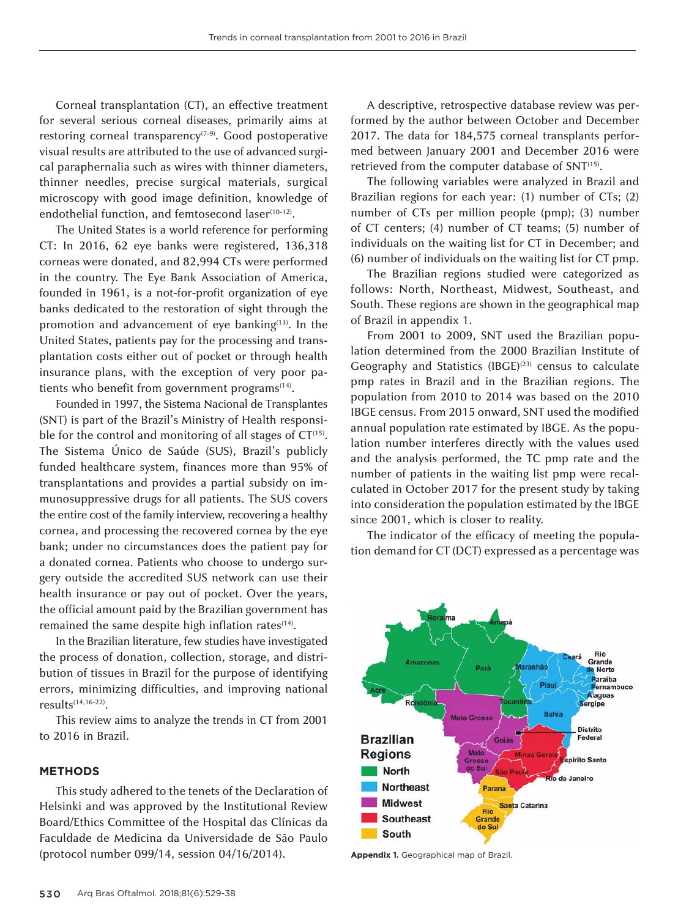Corneal transplantation (CT), an effective treatment for several serious corneal diseases, primarily aims at restoring corneal transparency[7-9]. Good postoperative visual results are attributed to the use of advanced surgical paraphernalia such as wires with thinner diameters, thinner needles, precise surgical materials, surgical microscopy with good image definition, knowledge of endothelial function, and femtosecond laser[10-12].

The United States is a world reference for performing CT: In 2016, 62 eye banks were registered, 136,318 corneas were donated, and 82,994 CTs were performed in the country. The Eye Bank Association of America, founded in 1961, is a not-for-profit organization of eye banks dedicated to the restoration of sight through the promotion and advancement of eye banking[13]. In the United States, patients pay for the processing and transplantation costs either out of pocket or through health insurance plans, with the exception of very poor patients who benefit from government programs[14].

Founded in 1997, the Sistema Nacional de Transplantes (SNT) is part of the Brazil's Ministry of Health responsible for the control and monitoring of all stages of CT[15]. The Sistema Único de Saúde (SUS), Brazil's publicly funded healthcare system, finances more than 95% of transplantations and provides a partial subsidy on immunosuppressive drugs for all patients. The SUS covers the entire cost of the family interview, recovering a healthy cornea, and processing the recovered cornea by the eye bank; under no circumstances does the patient pay for a donated cornea. Patients who choose to undergo surgery outside the accredited SUS network can use their health insurance or pay out of pocket. Over the years, the official amount paid by the Brazilian government has remained the same despite high inflation rates[14].

In the Brazilian literature, few studies have investigated the process of donation, collection, storage, and distribution of tissues in Brazil for the purpose of identifying errors, minimizing difficulties, and improving national results[14,16-22].

This review aims to analyze the trends in CT from 2001 to 2016 in Brazil.

## METHODS

This study adhered to the tenets of the Declaration of Helsinki and was approved by the Institutional Review Board/Ethics Committee of the Hospital das Clínicas da Faculdade de Medicina da Universidade de São Paulo (protocol number 099/14, session 04/16/2014).

A descriptive, retrospective database review was performed by the author between October and December 2017. The data for 184,575 corneal transplants performed between January 2001 and December 2016 were retrieved from the computer database of SNT[15].

The following variables were analyzed in Brazil and Brazilian regions for each year: (1) number of CTs; (2) number of CTs per million people (pmp); (3) number of CT centers; (4) number of CT teams; (5) number of individuals on the waiting list for CT in December; and (6) number of individuals on the waiting list for CT pmp.

The Brazilian regions studied were categorized as follows: North, Northeast, Midwest, Southeast, and South. These regions are shown in the geographical map of Brazil in appendix 1.

From 2001 to 2009, SNT used the Brazilian population determined from the 2000 Brazilian Institute of Geography and Statistics (IBGE)[23] census to calculate pmp rates in Brazil and in the Brazilian regions. The population from 2010 to 2014 was based on the 2010 IBGE census. From 2015 onward, SNT used the modified annual population rate estimated by IBGE. As the population number interferes directly with the values used and the analysis performed, the TC pmp rate and the number of patients in the waiting list pmp were recalculated in October 2017 for the present study by taking into consideration the population estimated by the IBGE since 2001, which is closer to reality.

The indicator of the efficacy of meeting the population demand for CT (DCT) expressed as a percentage was

**Appendix 1.** Geographical map of Brazil.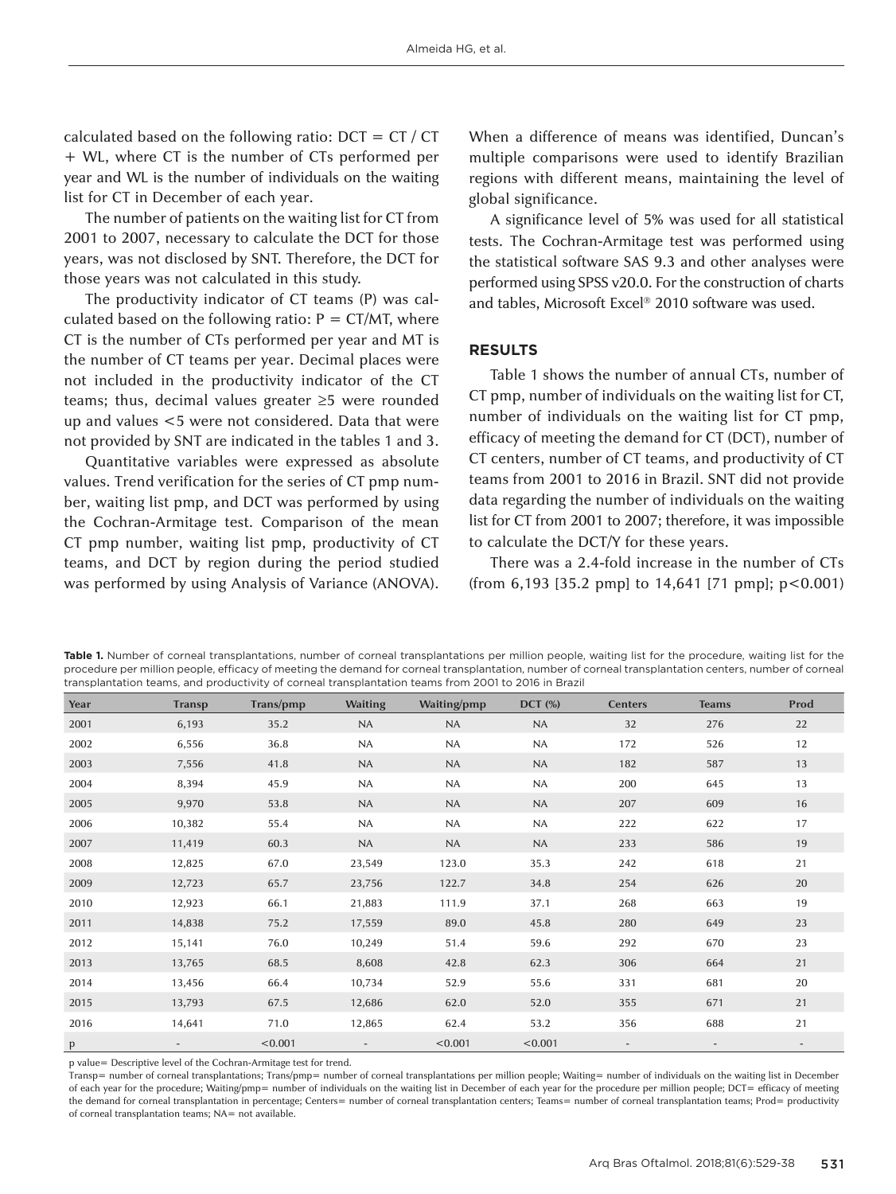calculated based on the following ratio: DCT = CT / CT + WL, where CT is the number of CTs performed per year and WL is the number of individuals on the waiting list for CT in December of each year.

The number of patients on the waiting list for CT from 2001 to 2007, necessary to calculate the DCT for those years, was not disclosed by SNT. Therefore, the DCT for those years was not calculated in this study.

The productivity indicator of CT teams (P) was calculated based on the following ratio: P = CT/MT, where CT is the number of CTs performed per year and MT is the number of CT teams per year. Decimal places were not included in the productivity indicator of the CT teams; thus, decimal values greater ≥5 were rounded up and values <5 were not considered. Data that were not provided by SNT are indicated in the tables 1 and 3.

Quantitative variables were expressed as absolute values. Trend verification for the series of CT pmp number, waiting list pmp, and DCT was performed by using the Cochran-Armitage test. Comparison of the mean CT pmp number, waiting list pmp, productivity of CT teams, and DCT by region during the period studied was performed by using Analysis of Variance (ANOVA). When a difference of means was identified, Duncan's multiple comparisons were used to identify Brazilian regions with different means, maintaining the level of global significance.

A significance level of 5% was used for all statistical tests. The Cochran-Armitage test was performed using the statistical software SAS 9.3 and other analyses were performed using SPSS v20.0. For the construction of charts and tables, Microsoft Excel® 2010 software was used.

## RESULTS

Table 1 shows the number of annual CTs, number of CT pmp, number of individuals on the waiting list for CT, number of individuals on the waiting list for CT pmp, efficacy of meeting the demand for CT (DCT), number of CT centers, number of CT teams, and productivity of CT teams from 2001 to 2016 in Brazil. SNT did not provide data regarding the number of individuals on the waiting list for CT from 2001 to 2007; therefore, it was impossible to calculate the DCT/Y for these years.

There was a 2.4-fold increase in the number of CTs (from 6,193 [35.2 pmp] to 14,641 [71 pmp]; p<0.001)

**Table 1.** Number of corneal transplantations, number of corneal transplantations per million people, waiting list for the procedure, waiting list for the procedure per million people, efficacy of meeting the demand for corneal transplantation, number of corneal transplantation centers, number of corneal transplantation teams, and productivity of corneal transplantation teams from 2001 to 2016 in Brazil

| Year | Transp | Trans/pmp | Waiting | Waiting/pmp | DCT (%) | Centers | Teams | Prod |
|---|---|---|---|---|---|---|---|---|
| 2001 | 6,193 | 35.2 | NA | NA | NA | 32 | 276 | 22 |
| 2002 | 6,556 | 36.8 | NA | NA | NA | 172 | 526 | 12 |
| 2003 | 7,556 | 41.8 | NA | NA | NA | 182 | 587 | 13 |
| 2004 | 8,394 | 45.9 | NA | NA | NA | 200 | 645 | 13 |
| 2005 | 9,970 | 53.8 | NA | NA | NA | 207 | 609 | 16 |
| 2006 | 10,382 | 55.4 | NA | NA | NA | 222 | 622 | 17 |
| 2007 | 11,419 | 60.3 | NA | NA | NA | 233 | 586 | 19 |
| 2008 | 12,825 | 67.0 | 23,549 | 123.0 | 35.3 | 242 | 618 | 21 |
| 2009 | 12,723 | 65.7 | 23,756 | 122.7 | 34.8 | 254 | 626 | 20 |
| 2010 | 12,923 | 66.1 | 21,883 | 111.9 | 37.1 | 268 | 663 | 19 |
| 2011 | 14,838 | 75.2 | 17,559 | 89.0 | 45.8 | 280 | 649 | 23 |
| 2012 | 15,141 | 76.0 | 10,249 | 51.4 | 59.6 | 292 | 670 | 23 |
| 2013 | 13,765 | 68.5 | 8,608 | 42.8 | 62.3 | 306 | 664 | 21 |
| 2014 | 13,456 | 66.4 | 10,734 | 52.9 | 55.6 | 331 | 681 | 20 |
| 2015 | 13,793 | 67.5 | 12,686 | 62.0 | 52.0 | 355 | 671 | 21 |
| 2016 | 14,641 | 71.0 | 12,865 | 62.4 | 53.2 | 356 | 688 | 21 |
| p | - | <0.001 | - | <0.001 | <0.001 | - | - | - |

p value= Descriptive level of the Cochran-Armitage test for trend.

Transp= number of corneal transplantations; Trans/pmp= number of corneal transplantations per million people; Waiting= number of individuals on the waiting list in December of each year for the procedure; Waiting/pmp= number of individuals on the waiting list in December of each year for the procedure per million people; DCT= efficacy of meeting the demand for corneal transplantation in percentage; Centers= number of corneal transplantation centers; Teams= number of corneal transplantation teams; Prod= productivity of corneal transplantation teams; NA= not available.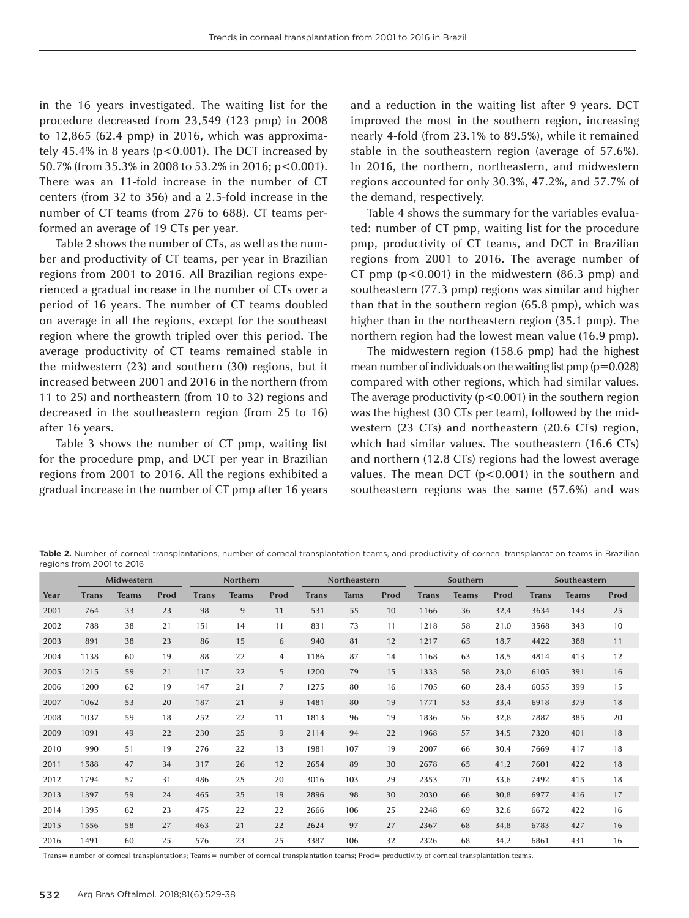in the 16 years investigated. The waiting list for the procedure decreased from 23,549 (123 pmp) in 2008 to 12,865 (62.4 pmp) in 2016, which was approximately 45.4% in 8 years ($p<0.001$). The DCT increased by 50.7% (from 35.3% in 2008 to 53.2% in 2016; $p<0.001$). There was an 11-fold increase in the number of CT centers (from 32 to 356) and a 2.5-fold increase in the number of CT teams (from 276 to 688). CT teams performed an average of 19 CTs per year.

Table 2 shows the number of CTs, as well as the number and productivity of CT teams, per year in Brazilian regions from 2001 to 2016. All Brazilian regions experienced a gradual increase in the number of CTs over a period of 16 years. The number of CT teams doubled on average in all the regions, except for the southeast region where the growth tripled over this period. The average productivity of CT teams remained stable in the midwestern (23) and southern (30) regions, but it increased between 2001 and 2016 in the northern (from 11 to 25) and northeastern (from 10 to 32) regions and decreased in the southeastern region (from 25 to 16) after 16 years.

Table 3 shows the number of CT pmp, waiting list for the procedure pmp, and DCT per year in Brazilian regions from 2001 to 2016. All the regions exhibited a gradual increase in the number of CT pmp after 16 years and a reduction in the waiting list after 9 years. DCT improved the most in the southern region, increasing nearly 4-fold (from 23.1% to 89.5%), while it remained stable in the southeastern region (average of 57.6%). In 2016, the northern, northeastern, and midwestern regions accounted for only 30.3%, 47.2%, and 57.7% of the demand, respectively.

Table 4 shows the summary for the variables evaluated: number of CT pmp, waiting list for the procedure pmp, productivity of CT teams, and DCT in Brazilian regions from 2001 to 2016. The average number of CT pmp ($p<0.001$) in the midwestern (86.3 pmp) and southeastern (77.3 pmp) regions was similar and higher than that in the southern region (65.8 pmp), which was higher than in the northeastern region (35.1 pmp). The northern region had the lowest mean value (16.9 pmp).

The midwestern region (158.6 pmp) had the highest mean number of individuals on the waiting list pmp ($p=0.028$) compared with other regions, which had similar values. The average productivity ($p<0.001$) in the southern region was the highest (30 CTs per team), followed by the midwestern (23 CTs) and northeastern (20.6 CTs) region, which had similar values. The southeastern (16.6 CTs) and northern (12.8 CTs) regions had the lowest average values. The mean DCT ($p<0.001$) in the southern and southeastern regions was the same (57.6%) and was

**Table 2.** Number of corneal transplantations, number of corneal transplantation teams, and productivity of corneal transplantation teams in Brazilian regions from 2001 to 2016

| | Midwestern | | | Northern | | | Northeastern | | | Southern | | | Southeastern | | |
|---|---|---|---|---|---|---|---|---|---|---|---|---|---|---|---|
| Year | Trans | Teams | Prod | Trans | Teams | Prod | Trans | Tams | Prod | Trans | Teams | Prod | Trans | Teams | Prod |
| 2001 | 764 | 33 | 23 | 98 | 9 | 11 | 531 | 55 | 10 | 1166 | 36 | 32,4 | 3634 | 143 | 25 |
| 2002 | 788 | 38 | 21 | 151 | 14 | 11 | 831 | 73 | 11 | 1218 | 58 | 21,0 | 3568 | 343 | 10 |
| 2003 | 891 | 38 | 23 | 86 | 15 | 6 | 940 | 81 | 12 | 1217 | 65 | 18,7 | 4422 | 388 | 11 |
| 2004 | 1138 | 60 | 19 | 88 | 22 | 4 | 1186 | 87 | 14 | 1168 | 63 | 18,5 | 4814 | 413 | 12 |
| 2005 | 1215 | 59 | 21 | 117 | 22 | 5 | 1200 | 79 | 15 | 1333 | 58 | 23,0 | 6105 | 391 | 16 |
| 2006 | 1200 | 62 | 19 | 147 | 21 | 7 | 1275 | 80 | 16 | 1705 | 60 | 28,4 | 6055 | 399 | 15 |
| 2007 | 1062 | 53 | 20 | 187 | 21 | 9 | 1481 | 80 | 19 | 1771 | 53 | 33,4 | 6918 | 379 | 18 |
| 2008 | 1037 | 59 | 18 | 252 | 22 | 11 | 1813 | 96 | 19 | 1836 | 56 | 32,8 | 7887 | 385 | 20 |
| 2009 | 1091 | 49 | 22 | 230 | 25 | 9 | 2114 | 94 | 22 | 1968 | 57 | 34,5 | 7320 | 401 | 18 |
| 2010 | 990 | 51 | 19 | 276 | 22 | 13 | 1981 | 107 | 19 | 2007 | 66 | 30,4 | 7669 | 417 | 18 |
| 2011 | 1588 | 47 | 34 | 317 | 26 | 12 | 2654 | 89 | 30 | 2678 | 65 | 41,2 | 7601 | 422 | 18 |
| 2012 | 1794 | 57 | 31 | 486 | 25 | 20 | 3016 | 103 | 29 | 2353 | 70 | 33,6 | 7492 | 415 | 18 |
| 2013 | 1397 | 59 | 24 | 465 | 25 | 19 | 2896 | 98 | 30 | 2030 | 66 | 30,8 | 6977 | 416 | 17 |
| 2014 | 1395 | 62 | 23 | 475 | 22 | 22 | 2666 | 106 | 25 | 2248 | 69 | 32,6 | 6672 | 422 | 16 |
| 2015 | 1556 | 58 | 27 | 463 | 21 | 22 | 2624 | 97 | 27 | 2367 | 68 | 34,8 | 6783 | 427 | 16 |
| 2016 | 1491 | 60 | 25 | 576 | 23 | 25 | 3387 | 106 | 32 | 2326 | 68 | 34,2 | 6861 | 431 | 16 |

Trans= number of corneal transplantations; Teams= number of corneal transplantation teams; Prod= productivity of corneal transplantation teams.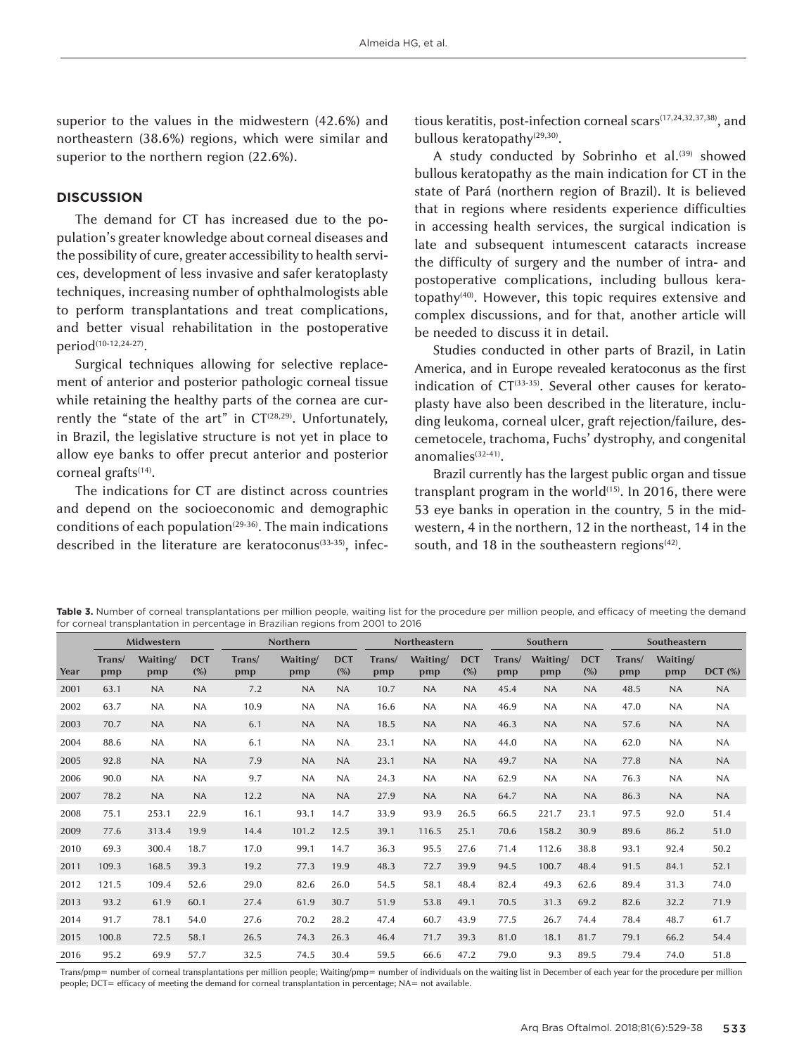superior to the values in the midwestern (42.6%) and northeastern (38.6%) regions, which were similar and superior to the northern region (22.6%).

## DISCUSSION

The demand for CT has increased due to the population's greater knowledge about corneal diseases and the possibility of cure, greater accessibility to health services, development of less invasive and safer keratoplasty techniques, increasing number of ophthalmologists able to perform transplantations and treat complications, and better visual rehabilitation in the postoperative period[10-12,24-27].

Surgical techniques allowing for selective replacement of anterior and posterior pathologic corneal tissue while retaining the healthy parts of the cornea are currently the "state of the art" in CT[28,29]. Unfortunately, in Brazil, the legislative structure is not yet in place to allow eye banks to offer precut anterior and posterior corneal grafts[14].

The indications for CT are distinct across countries and depend on the socioeconomic and demographic conditions of each population[29-36]. The main indications described in the literature are keratoconus[33-35], infectious keratitis, post-infection corneal scars[17,24,32,37,38], and bullous keratopathy[29,30].

A study conducted by Sobrinho et al.[39] showed bullous keratopathy as the main indication for CT in the state of Pará (northern region of Brazil). It is believed that in regions where residents experience difficulties in accessing health services, the surgical indication is late and subsequent intumescent cataracts increase the difficulty of surgery and the number of intra- and postoperative complications, including bullous keratopathy[40]. However, this topic requires extensive and complex discussions, and for that, another article will be needed to discuss it in detail.

Studies conducted in other parts of Brazil, in Latin America, and in Europe revealed keratoconus as the first indication of CT[33-35]. Several other causes for keratoplasty have also been described in the literature, including leukoma, corneal ulcer, graft rejection/failure, descemetocele, trachoma, Fuchs' dystrophy, and congenital anomalies[32-41].

Brazil currently has the largest public organ and tissue transplant program in the world[15]. In 2016, there were 53 eye banks in operation in the country, 5 in the midwestern, 4 in the northern, 12 in the northeast, 14 in the south, and 18 in the southeastern regions[42].

**Table 3.** Number of corneal transplantations per million people, waiting list for the procedure per million people, and efficacy of meeting the demand for corneal transplantation in percentage in Brazilian regions from 2001 to 2016

| | Midwestern | | | Northern | | | Northeastern | | | Southern | | | Southeastern | | |
|---|---|---|---|---|---|---|---|---|---|---|---|---|---|---|---|
| Year | Trans/ pmp | Waiting/ pmp | DCT (%) | Trans/ pmp | Waiting/ pmp | DCT (%) | Trans/ pmp | Waiting/ pmp | DCT (%) | Trans/ pmp | Waiting/ pmp | DCT (%) | Trans/ pmp | Waiting/ pmp | DCT (%) |
| 2001 | 63.1 | NA | NA | 7.2 | NA | NA | 10.7 | NA | NA | 45.4 | NA | NA | 48.5 | NA | NA |
| 2002 | 63.7 | NA | NA | 10.9 | NA | NA | 16.6 | NA | NA | 46.9 | NA | NA | 47.0 | NA | NA |
| 2003 | 70.7 | NA | NA | 6.1 | NA | NA | 18.5 | NA | NA | 46.3 | NA | NA | 57.6 | NA | NA |
| 2004 | 88.6 | NA | NA | 6.1 | NA | NA | 23.1 | NA | NA | 44.0 | NA | NA | 62.0 | NA | NA |
| 2005 | 92.8 | NA | NA | 7.9 | NA | NA | 23.1 | NA | NA | 49.7 | NA | NA | 77.8 | NA | NA |
| 2006 | 90.0 | NA | NA | 9.7 | NA | NA | 24.3 | NA | NA | 62.9 | NA | NA | 76.3 | NA | NA |
| 2007 | 78.2 | NA | NA | 12.2 | NA | NA | 27.9 | NA | NA | 64.7 | NA | NA | 86.3 | NA | NA |
| 2008 | 75.1 | 253.1 | 22.9 | 16.1 | 93.1 | 14.7 | 33.9 | 93.9 | 26.5 | 66.5 | 221.7 | 23.1 | 97.5 | 92.0 | 51.4 |
| 2009 | 77.6 | 313.4 | 19.9 | 14.4 | 101.2 | 12.5 | 39.1 | 116.5 | 25.1 | 70.6 | 158.2 | 30.9 | 89.6 | 86.2 | 51.0 |
| 2010 | 69.3 | 300.4 | 18.7 | 17.0 | 99.1 | 14.7 | 36.3 | 95.5 | 27.6 | 71.4 | 112.6 | 38.8 | 93.1 | 92.4 | 50.2 |
| 2011 | 109.3 | 168.5 | 39.3 | 19.2 | 77.3 | 19.9 | 48.3 | 72.7 | 39.9 | 94.5 | 100.7 | 48.4 | 91.5 | 84.1 | 52.1 |
| 2012 | 121.5 | 109.4 | 52.6 | 29.0 | 82.6 | 26.0 | 54.5 | 58.1 | 48.4 | 82.4 | 49.3 | 62.6 | 89.4 | 31.3 | 74.0 |
| 2013 | 93.2 | 61.9 | 60.1 | 27.4 | 61.9 | 30.7 | 51.9 | 53.8 | 49.1 | 70.5 | 31.3 | 69.2 | 82.6 | 32.2 | 71.9 |
| 2014 | 91.7 | 78.1 | 54.0 | 27.6 | 70.2 | 28.2 | 47.4 | 60.7 | 43.9 | 77.5 | 26.7 | 74.4 | 78.4 | 48.7 | 61.7 |
| 2015 | 100.8 | 72.5 | 58.1 | 26.5 | 74.3 | 26.3 | 46.4 | 71.7 | 39.3 | 81.0 | 18.1 | 81.7 | 79.1 | 66.2 | 54.4 |
| 2016 | 95.2 | 69.9 | 57.7 | 32.5 | 74.5 | 30.4 | 59.5 | 66.6 | 47.2 | 79.0 | 9.3 | 89.5 | 79.4 | 74.0 | 51.8 |

Trans/pmp= number of corneal transplantations per million people; Waiting/pmp= number of individuals on the waiting list in December of each year for the procedure per million people; DCT= efficacy of meeting the demand for corneal transplantation in percentage; NA= not available.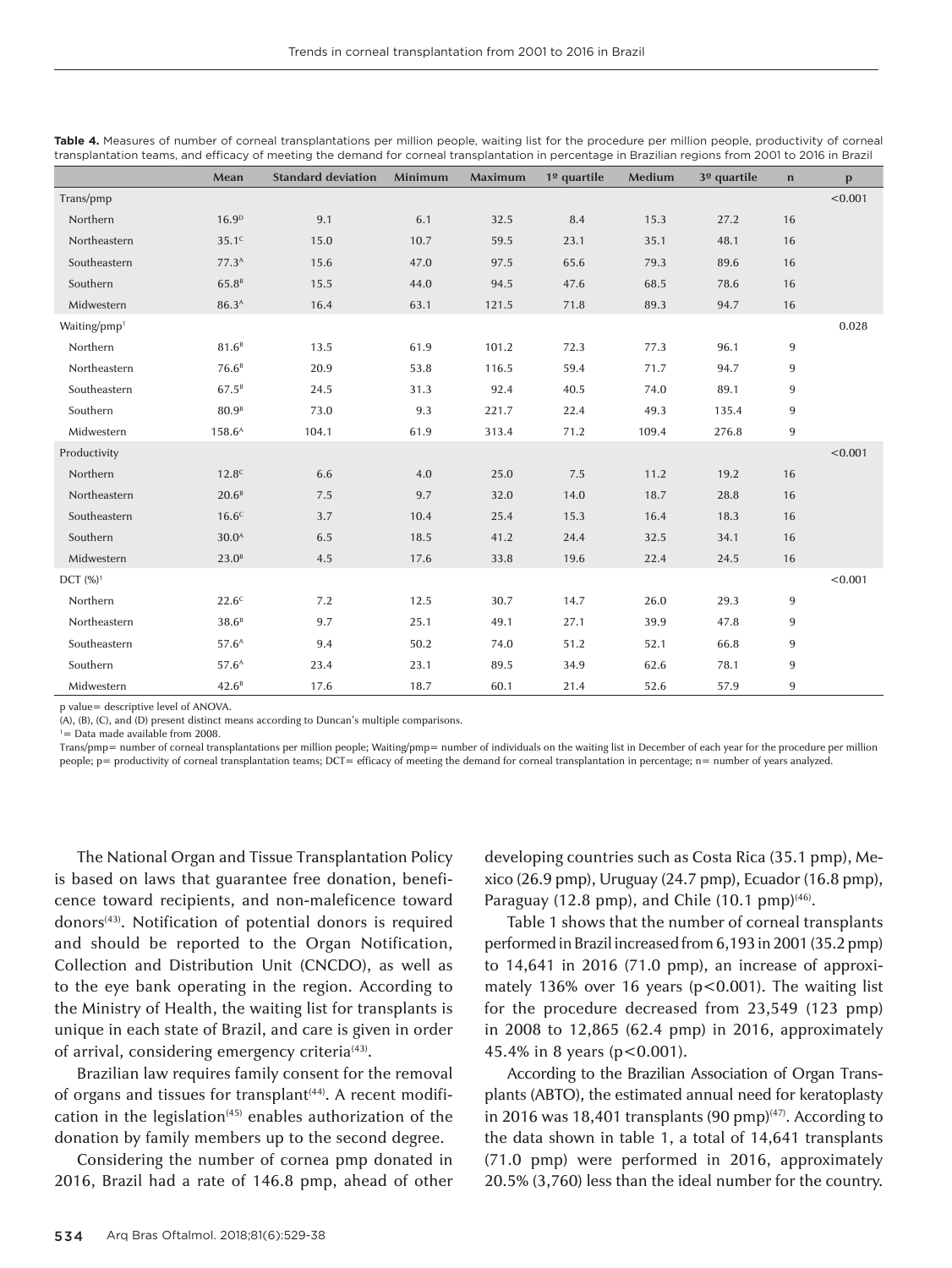**Table 4.** Measures of number of corneal transplantations per million people, waiting list for the procedure per million people, productivity of corneal transplantation teams, and efficacy of meeting the demand for corneal transplantation in percentage in Brazilian regions from 2001 to 2016 in Brazil

| | Mean | Standard deviation | Minimum | Maximum | 1º quartile | Medium | 3º quartile | n | p |
|---|---|---|---|---|---|---|---|---|---|
| Trans/pmp | | | | | | | | | <0.001 |
| Northern | 16.9[D] | 9.1 | 6.1 | 32.5 | 8.4 | 15.3 | 27.2 | 16 | |
| Northeastern | 35.1[C] | 15.0 | 10.7 | 59.5 | 23.1 | 35.1 | 48.1 | 16 | |
| Southeastern | 77.3[A] | 15.6 | 47.0 | 97.5 | 65.6 | 79.3 | 89.6 | 16 | |
| Southern | 65.8[B] | 15.5 | 44.0 | 94.5 | 47.6 | 68.5 | 78.6 | 16 | |
| Midwestern | 86.3[A] | 16.4 | 63.1 | 121.5 | 71.8 | 89.3 | 94.7 | 16 | |
| Waiting/pmp[1] | | | | | | | | | 0.028 |
| Northern | 81.6[B] | 13.5 | 61.9 | 101.2 | 72.3 | 77.3 | 96.1 | 9 | |
| Northeastern | 76.6[B] | 20.9 | 53.8 | 116.5 | 59.4 | 71.7 | 94.7 | 9 | |
| Southeastern | 67.5[B] | 24.5 | 31.3 | 92.4 | 40.5 | 74.0 | 89.1 | 9 | |
| Southern | 80.9[B] | 73.0 | 9.3 | 221.7 | 22.4 | 49.3 | 135.4 | 9 | |
| Midwestern | 158.6[A] | 104.1 | 61.9 | 313.4 | 71.2 | 109.4 | 276.8 | 9 | |
| Productivity | | | | | | | | | <0.001 |
| Northern | 12.8[C] | 6.6 | 4.0 | 25.0 | 7.5 | 11.2 | 19.2 | 16 | |
| Northeastern | 20.6[B] | 7.5 | 9.7 | 32.0 | 14.0 | 18.7 | 28.8 | 16 | |
| Southeastern | 16.6[C] | 3.7 | 10.4 | 25.4 | 15.3 | 16.4 | 18.3 | 16 | |
| Southern | 30.0[A] | 6.5 | 18.5 | 41.2 | 24.4 | 32.5 | 34.1 | 16 | |
| Midwestern | 23.0[B] | 4.5 | 17.6 | 33.8 | 19.6 | 22.4 | 24.5 | 16 | |
| DCT (%)[1] | | | | | | | | | <0.001 |
| Northern | 22.6[C] | 7.2 | 12.5 | 30.7 | 14.7 | 26.0 | 29.3 | 9 | |
| Northeastern | 38.6[B] | 9.7 | 25.1 | 49.1 | 27.1 | 39.9 | 47.8 | 9 | |
| Southeastern | 57.6[A] | 9.4 | 50.2 | 74.0 | 51.2 | 52.1 | 66.8 | 9 | |
| Southern | 57.6[A] | 23.4 | 23.1 | 89.5 | 34.9 | 62.6 | 78.1 | 9 | |
| Midwestern | 42.6[B] | 17.6 | 18.7 | 60.1 | 21.4 | 52.6 | 57.9 | 9 | |

p value= descriptive level of ANOVA.
(A), (B), (C), and (D) present distinct means according to Duncan's multiple comparisons.
[1]= Data made available from 2008.
Trans/pmp= number of corneal transplantations per million people; Waiting/pmp= number of individuals on the waiting list in December of each year for the procedure per million people; p= productivity of corneal transplantation teams; DCT= efficacy of meeting the demand for corneal transplantation in percentage; n= number of years analyzed.

The National Organ and Tissue Transplantation Policy is based on laws that guarantee free donation, beneficence toward recipients, and non-maleficence toward donors[43]. Notification of potential donors is required and should be reported to the Organ Notification, Collection and Distribution Unit (CNCDO), as well as to the eye bank operating in the region. According to the Ministry of Health, the waiting list for transplants is unique in each state of Brazil, and care is given in order of arrival, considering emergency criteria[43].

Brazilian law requires family consent for the removal of organs and tissues for transplant[44]. A recent modification in the legislation[45] enables authorization of the donation by family members up to the second degree.

Considering the number of cornea pmp donated in 2016, Brazil had a rate of 146.8 pmp, ahead of other developing countries such as Costa Rica (35.1 pmp), Mexico (26.9 pmp), Uruguay (24.7 pmp), Ecuador (16.8 pmp), Paraguay (12.8 pmp), and Chile (10.1 pmp)[46].

Table 1 shows that the number of corneal transplants performed in Brazil increased from 6,193 in 2001 (35.2 pmp) to 14,641 in 2016 (71.0 pmp), an increase of approximately 136% over 16 years ($p<0.001$). The waiting list for the procedure decreased from 23,549 (123 pmp) in 2008 to 12,865 (62.4 pmp) in 2016, approximately 45.4% in 8 years ($p<0.001$).

According to the Brazilian Association of Organ Transplants (ABTO), the estimated annual need for keratoplasty in 2016 was 18,401 transplants (90 pmp)[47]. According to the data shown in table 1, a total of 14,641 transplants (71.0 pmp) were performed in 2016, approximately 20.5% (3,760) less than the ideal number for the country.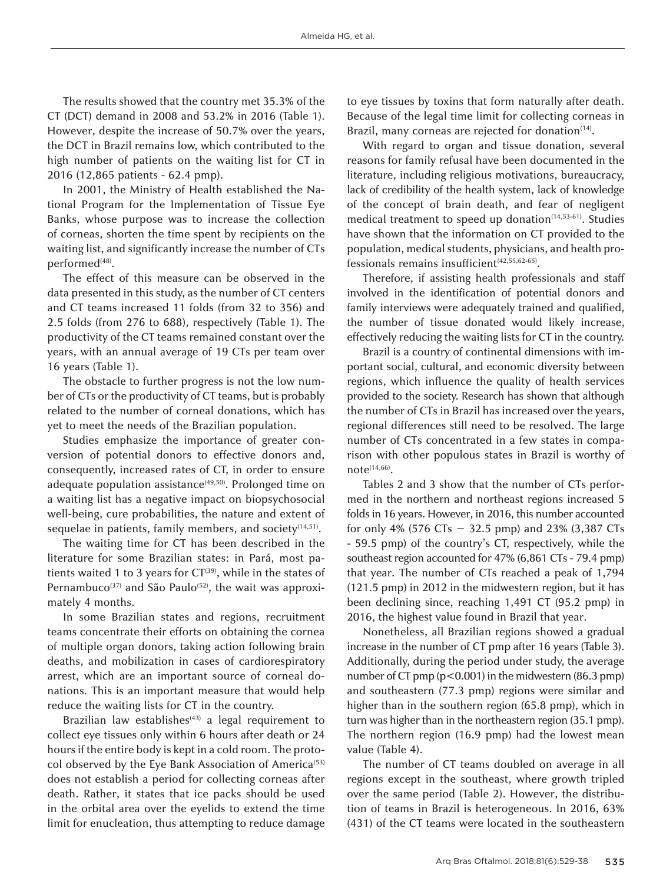The results showed that the country met 35.3% of the CT (DCT) demand in 2008 and 53.2% in 2016 (Table 1). However, despite the increase of 50.7% over the years, the DCT in Brazil remains low, which contributed to the high number of patients on the waiting list for CT in 2016 (12,865 patients - 62.4 pmp).

In 2001, the Ministry of Health established the National Program for the Implementation of Tissue Eye Banks, whose purpose was to increase the collection of corneas, shorten the time spent by recipients on the waiting list, and significantly increase the number of CTs performed[48].

The effect of this measure can be observed in the data presented in this study, as the number of CT centers and CT teams increased 11 folds (from 32 to 356) and 2.5 folds (from 276 to 688), respectively (Table 1). The productivity of the CT teams remained constant over the years, with an annual average of 19 CTs per team over 16 years (Table 1).

The obstacle to further progress is not the low number of CTs or the productivity of CT teams, but is probably related to the number of corneal donations, which has yet to meet the needs of the Brazilian population.

Studies emphasize the importance of greater conversion of potential donors to effective donors and, consequently, increased rates of CT, in order to ensure adequate population assistance[49,50]. Prolonged time on a waiting list has a negative impact on biopsychosocial well-being, cure probabilities, the nature and extent of sequelae in patients, family members, and society[14,51].

The waiting time for CT has been described in the literature for some Brazilian states: in Pará, most patients waited 1 to 3 years for CT[39], while in the states of Pernambuco[37] and São Paulo[52], the wait was approximately 4 months.

In some Brazilian states and regions, recruitment teams concentrate their efforts on obtaining the cornea of multiple organ donors, taking action following brain deaths, and mobilization in cases of cardiorespiratory arrest, which are an important source of corneal donations. This is an important measure that would help reduce the waiting lists for CT in the country.

Brazilian law establishes[43] a legal requirement to collect eye tissues only within 6 hours after death or 24 hours if the entire body is kept in a cold room. The protocol observed by the Eye Bank Association of America[53] does not establish a period for collecting corneas after death. Rather, it states that ice packs should be used in the orbital area over the eyelids to extend the time limit for enucleation, thus attempting to reduce damage to eye tissues by toxins that form naturally after death. Because of the legal time limit for collecting corneas in Brazil, many corneas are rejected for donation[14].

With regard to organ and tissue donation, several reasons for family refusal have been documented in the literature, including religious motivations, bureaucracy, lack of credibility of the health system, lack of knowledge of the concept of brain death, and fear of negligent medical treatment to speed up donation[14,53-61]. Studies have shown that the information on CT provided to the population, medical students, physicians, and health professionals remains insufficient[42,55,62-65].

Therefore, if assisting health professionals and staff involved in the identification of potential donors and family interviews were adequately trained and qualified, the number of tissue donated would likely increase, effectively reducing the waiting lists for CT in the country.

Brazil is a country of continental dimensions with important social, cultural, and economic diversity between regions, which influence the quality of health services provided to the society. Research has shown that although the number of CTs in Brazil has increased over the years, regional differences still need to be resolved. The large number of CTs concentrated in a few states in comparison with other populous states in Brazil is worthy of note[14,66].

Tables 2 and 3 show that the number of CTs performed in the northern and northeast regions increased 5 folds in 16 years. However, in 2016, this number accounted for only 4% (576 CTs − 32.5 pmp) and 23% (3,387 CTs - 59.5 pmp) of the country's CT, respectively, while the southeast region accounted for 47% (6,861 CTs - 79.4 pmp) that year. The number of CTs reached a peak of 1,794 (121.5 pmp) in 2012 in the midwestern region, but it has been declining since, reaching 1,491 CT (95.2 pmp) in 2016, the highest value found in Brazil that year.

Nonetheless, all Brazilian regions showed a gradual increase in the number of CT pmp after 16 years (Table 3). Additionally, during the period under study, the average number of CT pmp ($p<0.001$) in the midwestern (86.3 pmp) and southeastern (77.3 pmp) regions were similar and higher than in the southern region (65.8 pmp), which in turn was higher than in the northeastern region (35.1 pmp). The northern region (16.9 pmp) had the lowest mean value (Table 4).

The number of CT teams doubled on average in all regions except in the southeast, where growth tripled over the same period (Table 2). However, the distribution of teams in Brazil is heterogeneous. In 2016, 63% (431) of the CT teams were located in the southeastern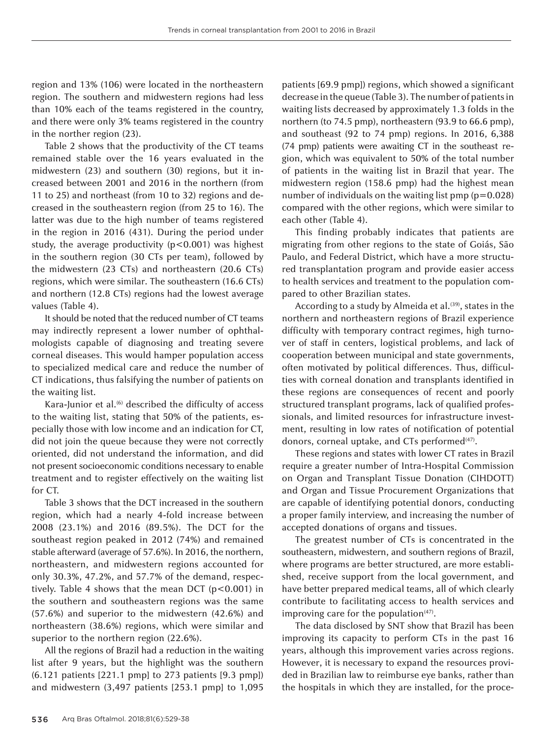region and 13% (106) were located in the northeastern region. The southern and midwestern regions had less than 10% each of the teams registered in the country, and there were only 3% teams registered in the country in the norther region (23).

Table 2 shows that the productivity of the CT teams remained stable over the 16 years evaluated in the midwestern (23) and southern (30) regions, but it increased between 2001 and 2016 in the northern (from 11 to 25) and northeast (from 10 to 32) regions and decreased in the southeastern region (from 25 to 16). The latter was due to the high number of teams registered in the region in 2016 (431). During the period under study, the average productivity ($p<0.001$) was highest in the southern region (30 CTs per team), followed by the midwestern (23 CTs) and northeastern (20.6 CTs) regions, which were similar. The southeastern (16.6 CTs) and northern (12.8 CTs) regions had the lowest average values (Table 4).

It should be noted that the reduced number of CT teams may indirectly represent a lower number of ophthalmologists capable of diagnosing and treating severe corneal diseases. This would hamper population access to specialized medical care and reduce the number of CT indications, thus falsifying the number of patients on the waiting list.

Kara-Junior et al.[6] described the difficulty of access to the waiting list, stating that 50% of the patients, especially those with low income and an indication for CT, did not join the queue because they were not correctly oriented, did not understand the information, and did not present socioeconomic conditions necessary to enable treatment and to register effectively on the waiting list for CT.

Table 3 shows that the DCT increased in the southern region, which had a nearly 4-fold increase between 2008 (23.1%) and 2016 (89.5%). The DCT for the southeast region peaked in 2012 (74%) and remained stable afterward (average of 57.6%). In 2016, the northern, northeastern, and midwestern regions accounted for only 30.3%, 47.2%, and 57.7% of the demand, respectively. Table 4 shows that the mean DCT ($p<0.001$) in the southern and southeastern regions was the same (57.6%) and superior to the midwestern (42.6%) and northeastern (38.6%) regions, which were similar and superior to the northern region (22.6%).

All the regions of Brazil had a reduction in the waiting list after 9 years, but the highlight was the southern (6.121 patients [221.1 pmp] to 273 patients [9.3 pmp]) and midwestern (3,497 patients [253.1 pmp] to 1,095 patients [69.9 pmp]) regions, which showed a significant decrease in the queue (Table 3). The number of patients in waiting lists decreased by approximately 1.3 folds in the northern (to 74.5 pmp), northeastern (93.9 to 66.6 pmp), and southeast (92 to 74 pmp) regions. In 2016, 6,388 (74 pmp) patients were awaiting CT in the southeast region, which was equivalent to 50% of the total number of patients in the waiting list in Brazil that year. The midwestern region (158.6 pmp) had the highest mean number of individuals on the waiting list pmp ($p=0.028$) compared with the other regions, which were similar to each other (Table 4).

This finding probably indicates that patients are migrating from other regions to the state of Goiás, São Paulo, and Federal District, which have a more structured transplantation program and provide easier access to health services and treatment to the population compared to other Brazilian states.

According to a study by Almeida et al.[39], states in the northern and northeastern regions of Brazil experience difficulty with temporary contract regimes, high turnover of staff in centers, logistical problems, and lack of cooperation between municipal and state governments, often motivated by political differences. Thus, difficulties with corneal donation and transplants identified in these regions are consequences of recent and poorly structured transplant programs, lack of qualified professionals, and limited resources for infrastructure investment, resulting in low rates of notification of potential donors, corneal uptake, and CTs performed[47].

These regions and states with lower CT rates in Brazil require a greater number of Intra-Hospital Commission on Organ and Transplant Tissue Donation (CIHDOTT) and Organ and Tissue Procurement Organizations that are capable of identifying potential donors, conducting a proper family interview, and increasing the number of accepted donations of organs and tissues.

The greatest number of CTs is concentrated in the southeastern, midwestern, and southern regions of Brazil, where programs are better structured, are more established, receive support from the local government, and have better prepared medical teams, all of which clearly contribute to facilitating access to health services and improving care for the population[47].

The data disclosed by SNT show that Brazil has been improving its capacity to perform CTs in the past 16 years, although this improvement varies across regions. However, it is necessary to expand the resources provided in Brazilian law to reimburse eye banks, rather than the hospitals in which they are installed, for the proce-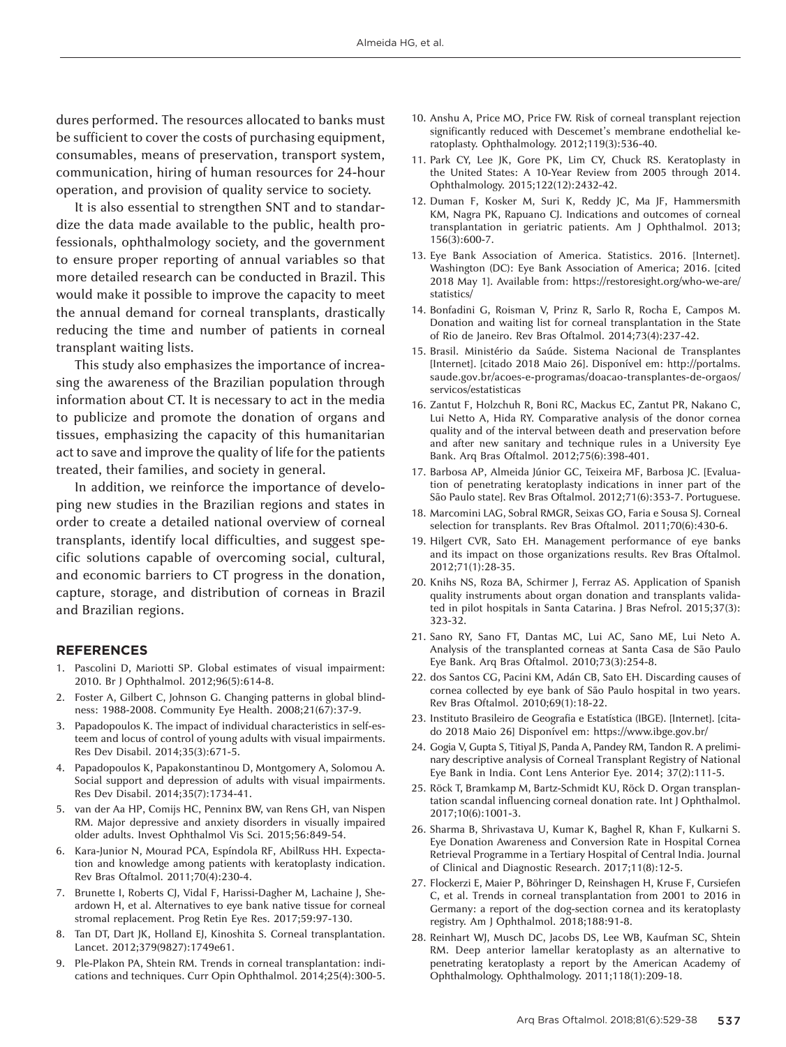dures performed. The resources allocated to banks must be sufficient to cover the costs of purchasing equipment, consumables, means of preservation, transport system, communication, hiring of human resources for 24-hour operation, and provision of quality service to society.

It is also essential to strengthen SNT and to standardize the data made available to the public, health professionals, ophthalmology society, and the government to ensure proper reporting of annual variables so that more detailed research can be conducted in Brazil. This would make it possible to improve the capacity to meet the annual demand for corneal transplants, drastically reducing the time and number of patients in corneal transplant waiting lists.

This study also emphasizes the importance of increasing the awareness of the Brazilian population through information about CT. It is necessary to act in the media to publicize and promote the donation of organs and tissues, emphasizing the capacity of this humanitarian act to save and improve the quality of life for the patients treated, their families, and society in general.

In addition, we reinforce the importance of developing new studies in the Brazilian regions and states in order to create a detailed national overview of corneal transplants, identify local difficulties, and suggest specific solutions capable of overcoming social, cultural, and economic barriers to CT progress in the donation, capture, storage, and distribution of corneas in Brazil and Brazilian regions.

## REFERENCES

1. Pascolini D, Mariotti SP. Global estimates of visual impairment: 2010. Br J Ophthalmol. 2012;96(5):614-8.
2. Foster A, Gilbert C, Johnson G. Changing patterns in global blindness: 1988-2008. Community Eye Health. 2008;21(67):37-9.
3. Papadopoulos K. The impact of individual characteristics in self-esteem and locus of control of young adults with visual impairments. Res Dev Disabil. 2014;35(3):671-5.
4. Papadopoulos K, Papakonstantinou D, Montgomery A, Solomou A. Social support and depression of adults with visual impairments. Res Dev Disabil. 2014;35(7):1734-41.
5. van der Aa HP, Comijs HC, Penninx BW, van Rens GH, van Nispen RM. Major depressive and anxiety disorders in visually impaired older adults. Invest Ophthalmol Vis Sci. 2015;56:849-54.
6. Kara-Junior N, Mourad PCA, Espíndola RF, AbilRuss HH. Expectation and knowledge among patients with keratoplasty indication. Rev Bras Oftalmol. 2011;70(4):230-4.
7. Brunette I, Roberts CJ, Vidal F, Harissi-Dagher M, Lachaine J, Sheardown H, et al. Alternatives to eye bank native tissue for corneal stromal replacement. Prog Retin Eye Res. 2017;59:97-130.
8. Tan DT, Dart JK, Holland EJ, Kinoshita S. Corneal transplantation. Lancet. 2012;379(9827):1749e61.
9. Ple-Plakon PA, Shtein RM. Trends in corneal transplantation: indications and techniques. Curr Opin Ophthalmol. 2014;25(4):300-5.
10. Anshu A, Price MO, Price FW. Risk of corneal transplant rejection significantly reduced with Descemet's membrane endothelial keratoplasty. Ophthalmology. 2012;119(3):536-40.
11. Park CY, Lee JK, Gore PK, Lim CY, Chuck RS. Keratoplasty in the United States: A 10-Year Review from 2005 through 2014. Ophthalmology. 2015;122(12):2432-42.
12. Duman F, Kosker M, Suri K, Reddy JC, Ma JF, Hammersmith KM, Nagra PK, Rapuano CJ. Indications and outcomes of corneal transplantation in geriatric patients. Am J Ophthalmol. 2013; 156(3):600-7.
13. Eye Bank Association of America. Statistics. 2016. [Internet]. Washington (DC): Eye Bank Association of America; 2016. [cited 2018 May 1]. Available from: https://restoresight.org/who-we-are/statistics/
14. Bonfadini G, Roisman V, Prinz R, Sarlo R, Rocha E, Campos M. Donation and waiting list for corneal transplantation in the State of Rio de Janeiro. Rev Bras Oftalmol. 2014;73(4):237-42.
15. Brasil. Ministério da Saúde. Sistema Nacional de Transplantes [Internet]. [citado 2018 Maio 26]. Disponível em: http://portalms.saude.gov.br/acoes-e-programas/doacao-transplantes-de-orgaos/servicos/estatisticas
16. Zantut F, Holzchuh R, Boni RC, Mackus EC, Zantut PR, Nakano C, Lui Netto A, Hida RY. Comparative analysis of the donor cornea quality and of the interval between death and preservation before and after new sanitary and technique rules in a University Eye Bank. Arq Bras Oftalmol. 2012;75(6):398-401.
17. Barbosa AP, Almeida Júnior GC, Teixeira MF, Barbosa JC. [Evaluation of penetrating keratoplasty indications in inner part of the São Paulo state]. Rev Bras Oftalmol. 2012;71(6):353-7. Portuguese.
18. Marcomini LAG, Sobral RMGR, Seixas GO, Faria e Sousa SJ. Corneal selection for transplants. Rev Bras Oftalmol. 2011;70(6):430-6.
19. Hilgert CVR, Sato EH. Management performance of eye banks and its impact on those organizations results. Rev Bras Oftalmol. 2012;71(1):28-35.
20. Knihs NS, Roza BA, Schirmer J, Ferraz AS. Application of Spanish quality instruments about organ donation and transplants validated in pilot hospitals in Santa Catarina. J Bras Nefrol. 2015;37(3): 323-32.
21. Sano RY, Sano FT, Dantas MC, Lui AC, Sano ME, Lui Neto A. Analysis of the transplanted corneas at Santa Casa de São Paulo Eye Bank. Arq Bras Oftalmol. 2010;73(3):254-8.
22. dos Santos CG, Pacini KM, Adán CB, Sato EH. Discarding causes of cornea collected by eye bank of São Paulo hospital in two years. Rev Bras Oftalmol. 2010;69(1):18-22.
23. Instituto Brasileiro de Geografia e Estatística (IBGE). [Internet]. [citado 2018 Maio 26] Disponível em: https://www.ibge.gov.br/
24. Gogia V, Gupta S, Titiyal JS, Panda A, Pandey RM, Tandon R. A preliminary descriptive analysis of Corneal Transplant Registry of National Eye Bank in India. Cont Lens Anterior Eye. 2014; 37(2):111-5.
25. Röck T, Bramkamp M, Bartz-Schmidt KU, Röck D. Organ transplantation scandal influencing corneal donation rate. Int J Ophthalmol. 2017;10(6):1001-3.
26. Sharma B, Shrivastava U, Kumar K, Baghel R, Khan F, Kulkarni S. Eye Donation Awareness and Conversion Rate in Hospital Cornea Retrieval Programme in a Tertiary Hospital of Central India. Journal of Clinical and Diagnostic Research. 2017;11(8):12-5.
27. Flockerzi E, Maier P, Böhringer D, Reinshagen H, Kruse F, Cursiefen C, et al. Trends in corneal transplantation from 2001 to 2016 in Germany: a report of the dog-section cornea and its keratoplasty registry. Am J Ophthalmol. 2018;188:91-8.
28. Reinhart WJ, Musch DC, Jacobs DS, Lee WB, Kaufman SC, Shtein RM. Deep anterior lamellar keratoplasty as an alternative to penetrating keratoplasty a report by the American Academy of Ophthalmology. Ophthalmology. 2011;118(1):209-18.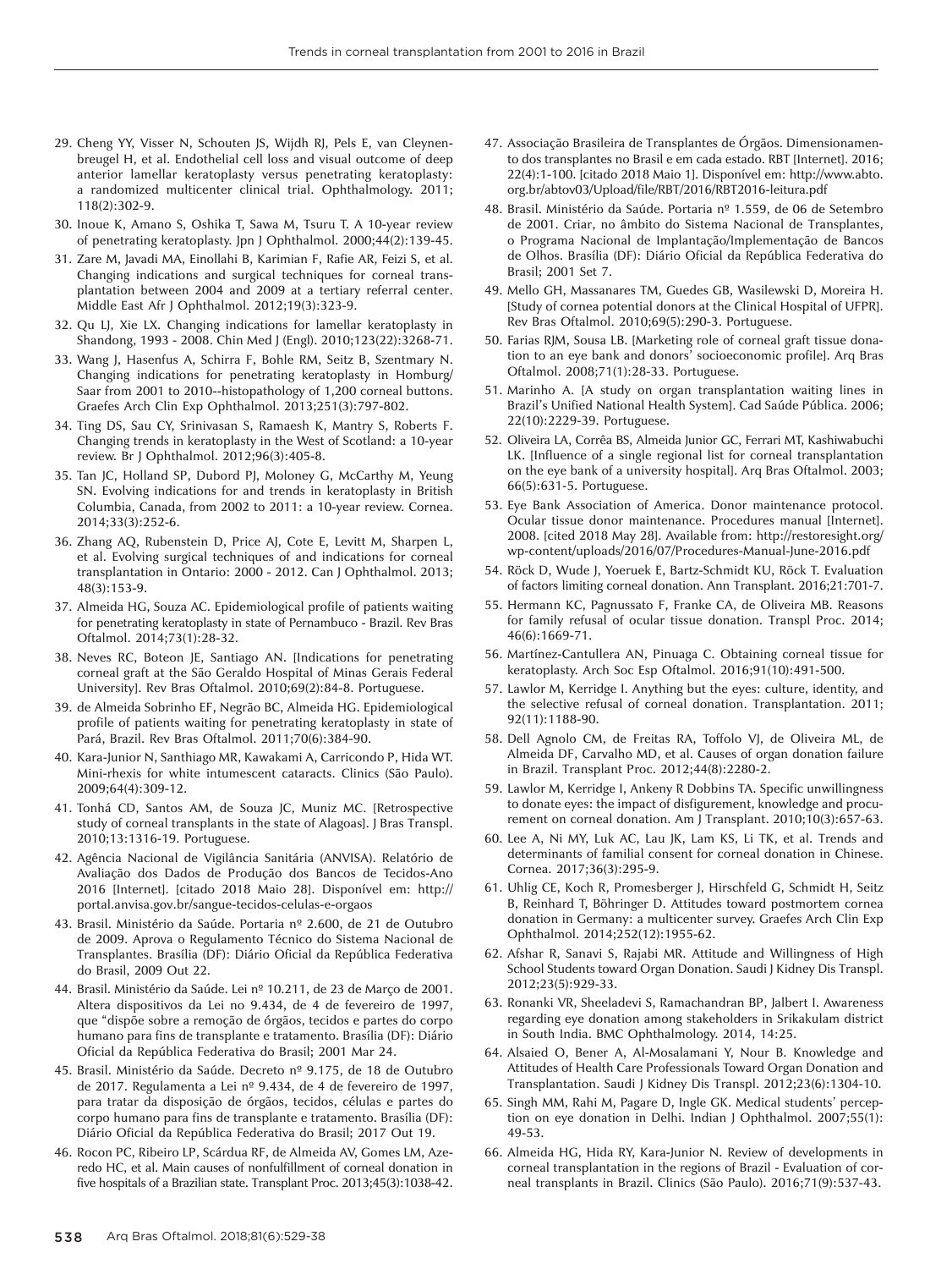29. Cheng YY, Visser N, Schouten JS, Wijdh RJ, Pels E, van Cleynenbreugel H, et al. Endothelial cell loss and visual outcome of deep anterior lamellar keratoplasty versus penetrating keratoplasty: a randomized multicenter clinical trial. Ophthalmology. 2011; 118(2):302-9.
30. Inoue K, Amano S, Oshika T, Sawa M, Tsuru T. A 10-year review of penetrating keratoplasty. Jpn J Ophthalmol. 2000;44(2):139-45.
31. Zare M, Javadi MA, Einollahi B, Karimian F, Rafie AR, Feizi S, et al. Changing indications and surgical techniques for corneal transplantation between 2004 and 2009 at a tertiary referral center. Middle East Afr J Ophthalmol. 2012;19(3):323-9.
32. Qu LJ, Xie LX. Changing indications for lamellar keratoplasty in Shandong, 1993 - 2008. Chin Med J (Engl). 2010;123(22):3268-71.
33. Wang J, Hasenfus A, Schirra F, Bohle RM, Seitz B, Szentmary N. Changing indications for penetrating keratoplasty in Homburg/Saar from 2001 to 2010--histopathology of 1,200 corneal buttons. Graefes Arch Clin Exp Ophthalmol. 2013;251(3):797-802.
34. Ting DS, Sau CY, Srinivasan S, Ramaesh K, Mantry S, Roberts F. Changing trends in keratoplasty in the West of Scotland: a 10-year review. Br J Ophthalmol. 2012;96(3):405-8.
35. Tan JC, Holland SP, Dubord PJ, Moloney G, McCarthy M, Yeung SN. Evolving indications for and trends in keratoplasty in British Columbia, Canada, from 2002 to 2011: a 10-year review. Cornea. 2014;33(3):252-6.
36. Zhang AQ, Rubenstein D, Price AJ, Cote E, Levitt M, Sharpen L, et al. Evolving surgical techniques of and indications for corneal transplantation in Ontario: 2000 - 2012. Can J Ophthalmol. 2013; 48(3):153-9.
37. Almeida HG, Souza AC. Epidemiological profile of patients waiting for penetrating keratoplasty in state of Pernambuco - Brazil. Rev Bras Oftalmol. 2014;73(1):28-32.
38. Neves RC, Boteon JE, Santiago AN. [Indications for penetrating corneal graft at the São Geraldo Hospital of Minas Gerais Federal University]. Rev Bras Oftalmol. 2010;69(2):84-8. Portuguese.
39. de Almeida Sobrinho EF, Negrão BC, Almeida HG. Epidemiological profile of patients waiting for penetrating keratoplasty in state of Pará, Brazil. Rev Bras Oftalmol. 2011;70(6):384-90.
40. Kara-Junior N, Santhiago MR, Kawakami A, Carricondo P, Hida WT. Mini-rhexis for white intumescent cataracts. Clinics (São Paulo). 2009;64(4):309-12.
41. Tonhá CD, Santos AM, de Souza JC, Muniz MC. [Retrospective study of corneal transplants in the state of Alagoas]. J Bras Transpl. 2010;13:1316-19. Portuguese.
42. Agência Nacional de Vigilância Sanitária (ANVISA). Relatório de Avaliação dos Dados de Produção dos Bancos de Tecidos-Ano 2016 [Internet]. [citado 2018 Maio 28]. Disponível em: http://portal.anvisa.gov.br/sangue-tecidos-celulas-e-orgaos
43. Brasil. Ministério da Saúde. Portaria nº 2.600, de 21 de Outubro de 2009. Aprova o Regulamento Técnico do Sistema Nacional de Transplantes. Brasília (DF): Diário Oficial da República Federativa do Brasil, 2009 Out 22.
44. Brasil. Ministério da Saúde. Lei nº 10.211, de 23 de Março de 2001. Altera dispositivos da Lei no 9.434, de 4 de fevereiro de 1997, que "dispõe sobre a remoção de órgãos, tecidos e partes do corpo humano para fins de transplante e tratamento. Brasília (DF): Diário Oficial da República Federativa do Brasil; 2001 Mar 24.
45. Brasil. Ministério da Saúde. Decreto nº 9.175, de 18 de Outubro de 2017. Regulamenta a Lei nº 9.434, de 4 de fevereiro de 1997, para tratar da disposição de órgãos, tecidos, células e partes do corpo humano para fins de transplante e tratamento. Brasília (DF): Diário Oficial da República Federativa do Brasil; 2017 Out 19.
46. Rocon PC, Ribeiro LP, Scárdua RF, de Almeida AV, Gomes LM, Azeredo HC, et al. Main causes of nonfulfillment of corneal donation in five hospitals of a Brazilian state. Transplant Proc. 2013;45(3):1038-42.
47. Associação Brasileira de Transplantes de Órgãos. Dimensionamento dos transplantes no Brasil e em cada estado. RBT [Internet]. 2016; 22(4):1-100. [citado 2018 Maio 1]. Disponível em: http://www.abto.org.br/abtov03/Upload/file/RBT/2016/RBT2016-leitura.pdf
48. Brasil. Ministério da Saúde. Portaria nº 1.559, de 06 de Setembro de 2001. Criar, no âmbito do Sistema Nacional de Transplantes, o Programa Nacional de Implantação/Implementação de Bancos de Olhos. Brasília (DF): Diário Oficial da República Federativa do Brasil; 2001 Set 7.
49. Mello GH, Massanares TM, Guedes GB, Wasilewski D, Moreira H. [Study of cornea potential donors at the Clinical Hospital of UFPR]. Rev Bras Oftalmol. 2010;69(5):290-3. Portuguese.
50. Farias RJM, Sousa LB. [Marketing role of corneal graft tissue donation to an eye bank and donors' socioeconomic profile]. Arq Bras Oftalmol. 2008;71(1):28-33. Portuguese.
51. Marinho A. [A study on organ transplantation waiting lines in Brazil's Unified National Health System]. Cad Saúde Pública. 2006; 22(10):2229-39. Portuguese.
52. Oliveira LA, Corrêa BS, Almeida Junior GC, Ferrari MT, Kashiwabuchi LK. [Influence of a single regional list for corneal transplantation on the eye bank of a university hospital]. Arq Bras Oftalmol. 2003; 66(5):631-5. Portuguese.
53. Eye Bank Association of America. Donor maintenance protocol. Ocular tissue donor maintenance. Procedures manual [Internet]. 2008. [cited 2018 May 28]. Available from: http://restoresight.org/wp-content/uploads/2016/07/Procedures-Manual-June-2016.pdf
54. Röck D, Wude J, Yoeruek E, Bartz-Schmidt KU, Röck T. Evaluation of factors limiting corneal donation. Ann Transplant. 2016;21:701-7.
55. Hermann KC, Pagnussato F, Franke CA, de Oliveira MB. Reasons for family refusal of ocular tissue donation. Transpl Proc. 2014; 46(6):1669-71.
56. Martínez-Cantullera AN, Pinuaga C. Obtaining corneal tissue for keratoplasty. Arch Soc Esp Oftalmol. 2016;91(10):491-500.
57. Lawlor M, Kerridge I. Anything but the eyes: culture, identity, and the selective refusal of corneal donation. Transplantation. 2011; 92(11):1188-90.
58. Dell Agnolo CM, de Freitas RA, Toffolo VJ, de Oliveira ML, de Almeida DF, Carvalho MD, et al. Causes of organ donation failure in Brazil. Transplant Proc. 2012;44(8):2280-2.
59. Lawlor M, Kerridge I, Ankeny R Dobbins TA. Specific unwillingness to donate eyes: the impact of disfigurement, knowledge and procurement on corneal donation. Am J Transplant. 2010;10(3):657-63.
60. Lee A, Ni MY, Luk AC, Lau JK, Lam KS, Li TK, et al. Trends and determinants of familial consent for corneal donation in Chinese. Cornea. 2017;36(3):295-9.
61. Uhlig CE, Koch R, Promesberger J, Hirschfeld G, Schmidt H, Seitz B, Reinhard T, Böhringer D. Attitudes toward postmortem cornea donation in Germany: a multicenter survey. Graefes Arch Clin Exp Ophthalmol. 2014;252(12):1955-62.
62. Afshar R, Sanavi S, Rajabi MR. Attitude and Willingness of High School Students toward Organ Donation. Saudi J Kidney Dis Transpl. 2012;23(5):929-33.
63. Ronanki VR, Sheeladevi S, Ramachandran BP, Jalbert I. Awareness regarding eye donation among stakeholders in Srikakulam district in South India. BMC Ophthalmology. 2014, 14:25.
64. Alsaied O, Bener A, Al-Mosalamani Y, Nour B. Knowledge and Attitudes of Health Care Professionals Toward Organ Donation and Transplantation. Saudi J Kidney Dis Transpl. 2012;23(6):1304-10.
65. Singh MM, Rahi M, Pagare D, Ingle GK. Medical students' perception on eye donation in Delhi. Indian J Ophthalmol. 2007;55(1): 49-53.
66. Almeida HG, Hida RY, Kara-Junior N. Review of developments in corneal transplantation in the regions of Brazil - Evaluation of corneal transplants in Brazil. Clinics (São Paulo). 2016;71(9):537-43.